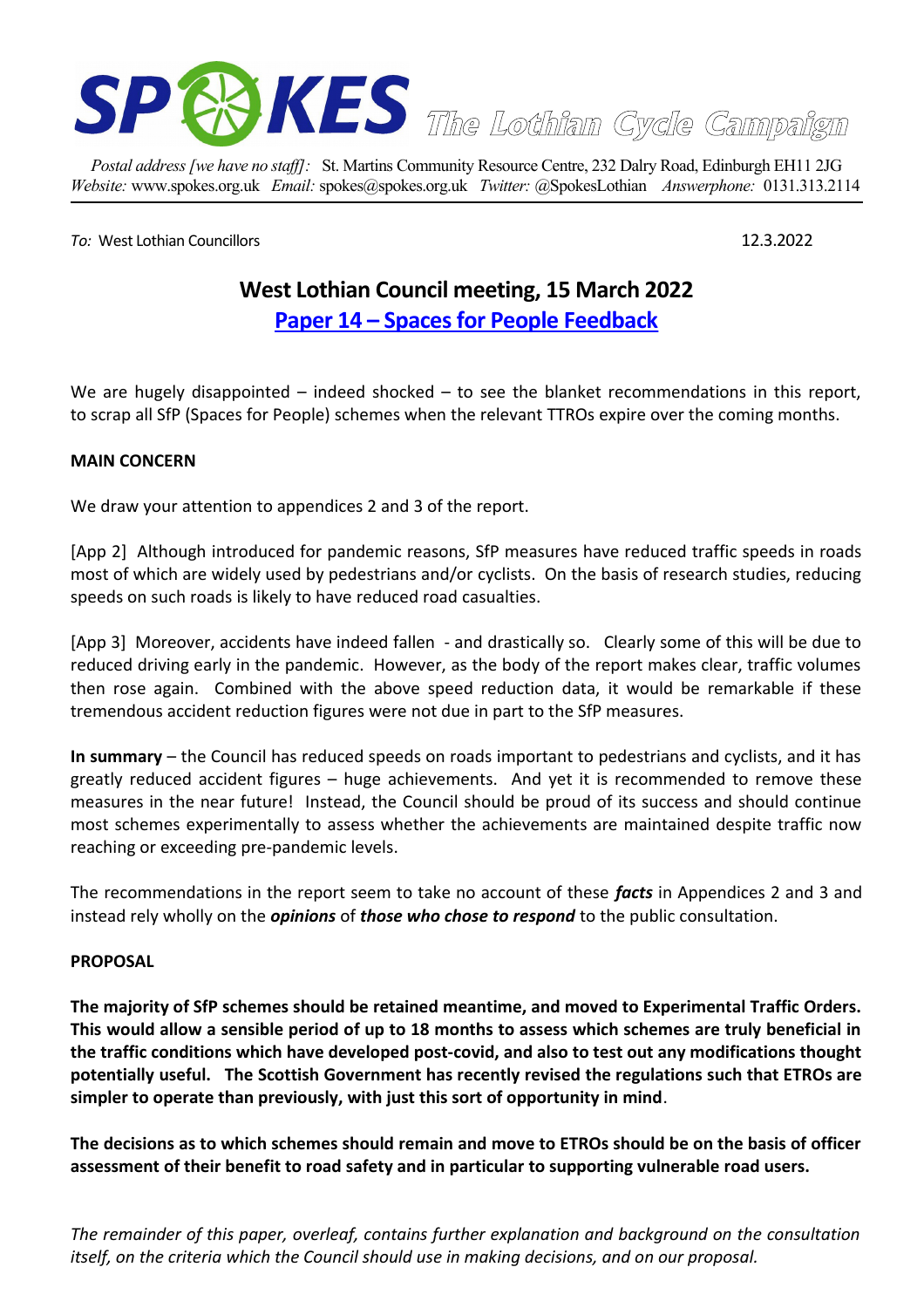**SPOKES** The Lothian Cycle Campaign

*Postal address [we have no staff]:* St. Martins Community Resource Centre, 232 Dalry Road, Edinburgh EH11 2JG
*Website:* www.spokes.org.uk *Email:* spokes@spokes.org.uk *Twitter:* @SpokesLothian *Answerphone:* 0131.313.2114

---

*To:* West Lothian Councillors 12.3.2022

# West Lothian Council meeting, 15 March 2022

## Paper 14 – Spaces for People Feedback

We are hugely disappointed – indeed shocked – to see the blanket recommendations in this report, to scrap all SfP (Spaces for People) schemes when the relevant TTROs expire over the coming months.

**MAIN CONCERN**

We draw your attention to appendices 2 and 3 of the report.

[App 2] Although introduced for pandemic reasons, SfP measures have reduced traffic speeds in roads most of which are widely used by pedestrians and/or cyclists. On the basis of research studies, reducing speeds on such roads is likely to have reduced road casualties.

[App 3] Moreover, accidents have indeed fallen - and drastically so. Clearly some of this will be due to reduced driving early in the pandemic. However, as the body of the report makes clear, traffic volumes then rose again. Combined with the above speed reduction data, it would be remarkable if these tremendous accident reduction figures were not due in part to the SfP measures.

**In summary** – the Council has reduced speeds on roads important to pedestrians and cyclists, and it has greatly reduced accident figures – huge achievements. And yet it is recommended to remove these measures in the near future! Instead, the Council should be proud of its success and should continue most schemes experimentally to assess whether the achievements are maintained despite traffic now reaching or exceeding pre-pandemic levels.

The recommendations in the report seem to take no account of these ***facts*** in Appendices 2 and 3 and instead rely wholly on the ***opinions*** of ***those who chose to respond*** to the public consultation.

**PROPOSAL**

**The majority of SfP schemes should be retained meantime, and moved to Experimental Traffic Orders. This would allow a sensible period of up to 18 months to assess which schemes are truly beneficial in the traffic conditions which have developed post-covid, and also to test out any modifications thought potentially useful. The Scottish Government has recently revised the regulations such that ETROs are simpler to operate than previously, with just this sort of opportunity in mind**.

**The decisions as to which schemes should remain and move to ETROs should be on the basis of officer assessment of their benefit to road safety and in particular to supporting vulnerable road users.**

*The remainder of this paper, overleaf, contains further explanation and background on the consultation itself, on the criteria which the Council should use in making decisions, and on our proposal.*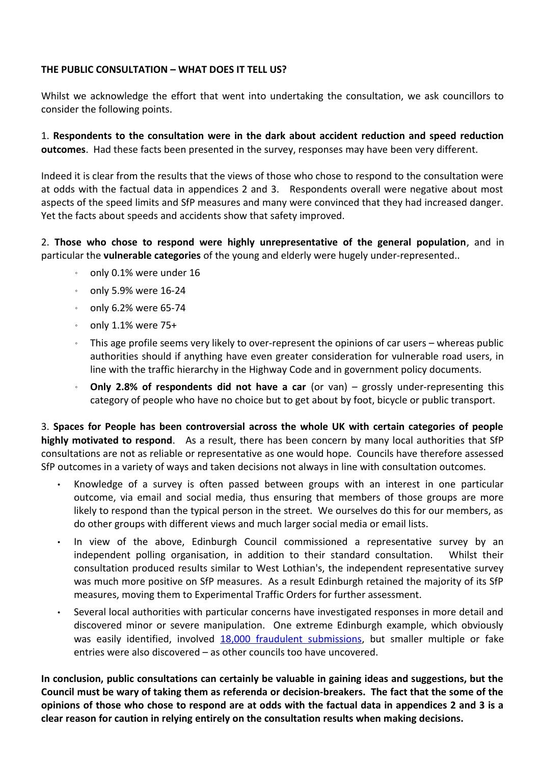**THE PUBLIC CONSULTATION – WHAT DOES IT TELL US?**

Whilst we acknowledge the effort that went into undertaking the consultation, we ask councillors to consider the following points.

1. **Respondents to the consultation were in the dark about accident reduction and speed reduction outcomes**. Had these facts been presented in the survey, responses may have been very different.

Indeed it is clear from the results that the views of those who chose to respond to the consultation were at odds with the factual data in appendices 2 and 3. Respondents overall were negative about most aspects of the speed limits and SfP measures and many were convinced that they had increased danger. Yet the facts about speeds and accidents show that safety improved.

2. **Those who chose to respond were highly unrepresentative of the general population**, and in particular the **vulnerable categories** of the young and elderly were hugely under-represented..

- only 0.1% were under 16
- only 5.9% were 16-24
- only 6.2% were 65-74
- only 1.1% were 75+
- This age profile seems very likely to over-represent the opinions of car users – whereas public authorities should if anything have even greater consideration for vulnerable road users, in line with the traffic hierarchy in the Highway Code and in government policy documents.
- **Only 2.8% of respondents did not have a car** (or van) – grossly under-representing this category of people who have no choice but to get about by foot, bicycle or public transport.

3. **Spaces for People has been controversial across the whole UK with certain categories of people highly motivated to respond**. As a result, there has been concern by many local authorities that SfP consultations are not as reliable or representative as one would hope. Councils have therefore assessed SfP outcomes in a variety of ways and taken decisions not always in line with consultation outcomes.

- Knowledge of a survey is often passed between groups with an interest in one particular outcome, via email and social media, thus ensuring that members of those groups are more likely to respond than the typical person in the street. We ourselves do this for our members, as do other groups with different views and much larger social media or email lists.
- In view of the above, Edinburgh Council commissioned a representative survey by an independent polling organisation, in addition to their standard consultation. Whilst their consultation produced results similar to West Lothian's, the independent representative survey was much more positive on SfP measures. As a result Edinburgh retained the majority of its SfP measures, moving them to Experimental Traffic Orders for further assessment.
- Several local authorities with particular concerns have investigated responses in more detail and discovered minor or severe manipulation. One extreme Edinburgh example, which obviously was easily identified, involved 18,000 fraudulent submissions, but smaller multiple or fake entries were also discovered – as other councils too have uncovered.

**In conclusion, public consultations can certainly be valuable in gaining ideas and suggestions, but the Council must be wary of taking them as referenda or decision-breakers. The fact that the some of the opinions of those who chose to respond are at odds with the factual data in appendices 2 and 3 is a clear reason for caution in relying entirely on the consultation results when making decisions.**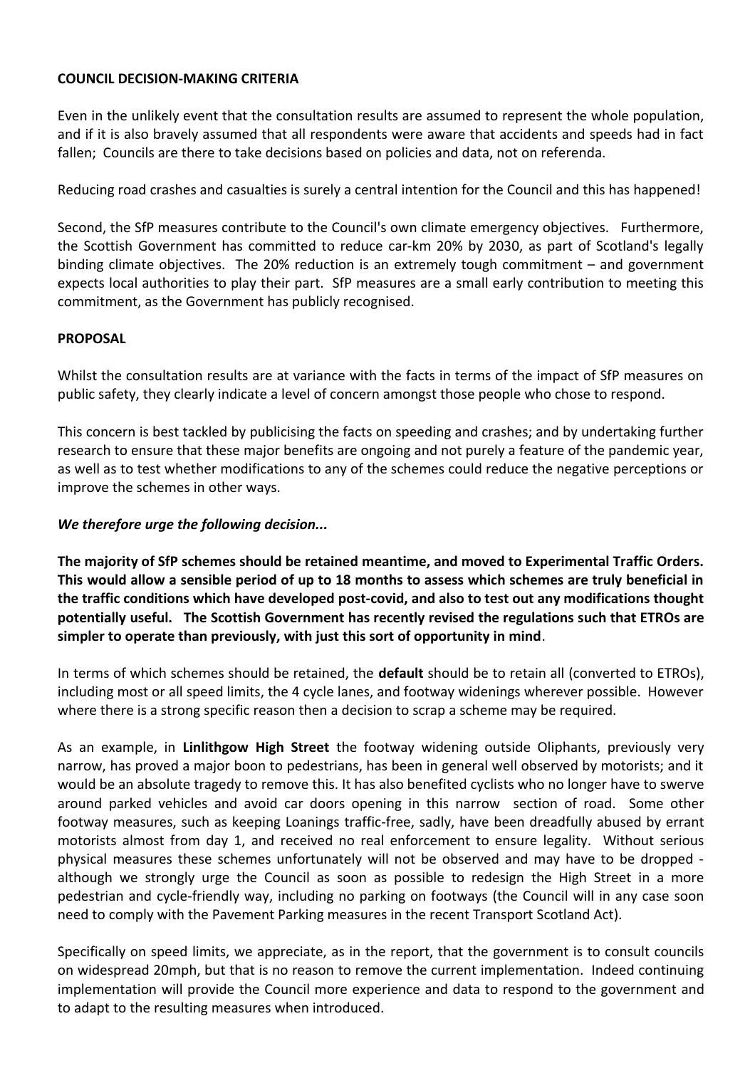**COUNCIL DECISION-MAKING CRITERIA**

Even in the unlikely event that the consultation results are assumed to represent the whole population, and if it is also bravely assumed that all respondents were aware that accidents and speeds had in fact fallen; Councils are there to take decisions based on policies and data, not on referenda.

Reducing road crashes and casualties is surely a central intention for the Council and this has happened!

Second, the SfP measures contribute to the Council's own climate emergency objectives. Furthermore, the Scottish Government has committed to reduce car-km 20% by 2030, as part of Scotland's legally binding climate objectives. The 20% reduction is an extremely tough commitment – and government expects local authorities to play their part. SfP measures are a small early contribution to meeting this commitment, as the Government has publicly recognised.

**PROPOSAL**

Whilst the consultation results are at variance with the facts in terms of the impact of SfP measures on public safety, they clearly indicate a level of concern amongst those people who chose to respond.

This concern is best tackled by publicising the facts on speeding and crashes; and by undertaking further research to ensure that these major benefits are ongoing and not purely a feature of the pandemic year, as well as to test whether modifications to any of the schemes could reduce the negative perceptions or improve the schemes in other ways.

***We therefore urge the following decision...***

**The majority of SfP schemes should be retained meantime, and moved to Experimental Traffic Orders. This would allow a sensible period of up to 18 months to assess which schemes are truly beneficial in the traffic conditions which have developed post-covid, and also to test out any modifications thought potentially useful. The Scottish Government has recently revised the regulations such that ETROs are simpler to operate than previously, with just this sort of opportunity in mind**.

In terms of which schemes should be retained, the **default** should be to retain all (converted to ETROs), including most or all speed limits, the 4 cycle lanes, and footway widenings wherever possible. However where there is a strong specific reason then a decision to scrap a scheme may be required.

As an example, in **Linlithgow High Street** the footway widening outside Oliphants, previously very narrow, has proved a major boon to pedestrians, has been in general well observed by motorists; and it would be an absolute tragedy to remove this. It has also benefited cyclists who no longer have to swerve around parked vehicles and avoid car doors opening in this narrow section of road. Some other footway measures, such as keeping Loanings traffic-free, sadly, have been dreadfully abused by errant motorists almost from day 1, and received no real enforcement to ensure legality. Without serious physical measures these schemes unfortunately will not be observed and may have to be dropped - although we strongly urge the Council as soon as possible to redesign the High Street in a more pedestrian and cycle-friendly way, including no parking on footways (the Council will in any case soon need to comply with the Pavement Parking measures in the recent Transport Scotland Act).

Specifically on speed limits, we appreciate, as in the report, that the government is to consult councils on widespread 20mph, but that is no reason to remove the current implementation. Indeed continuing implementation will provide the Council more experience and data to respond to the government and to adapt to the resulting measures when introduced.